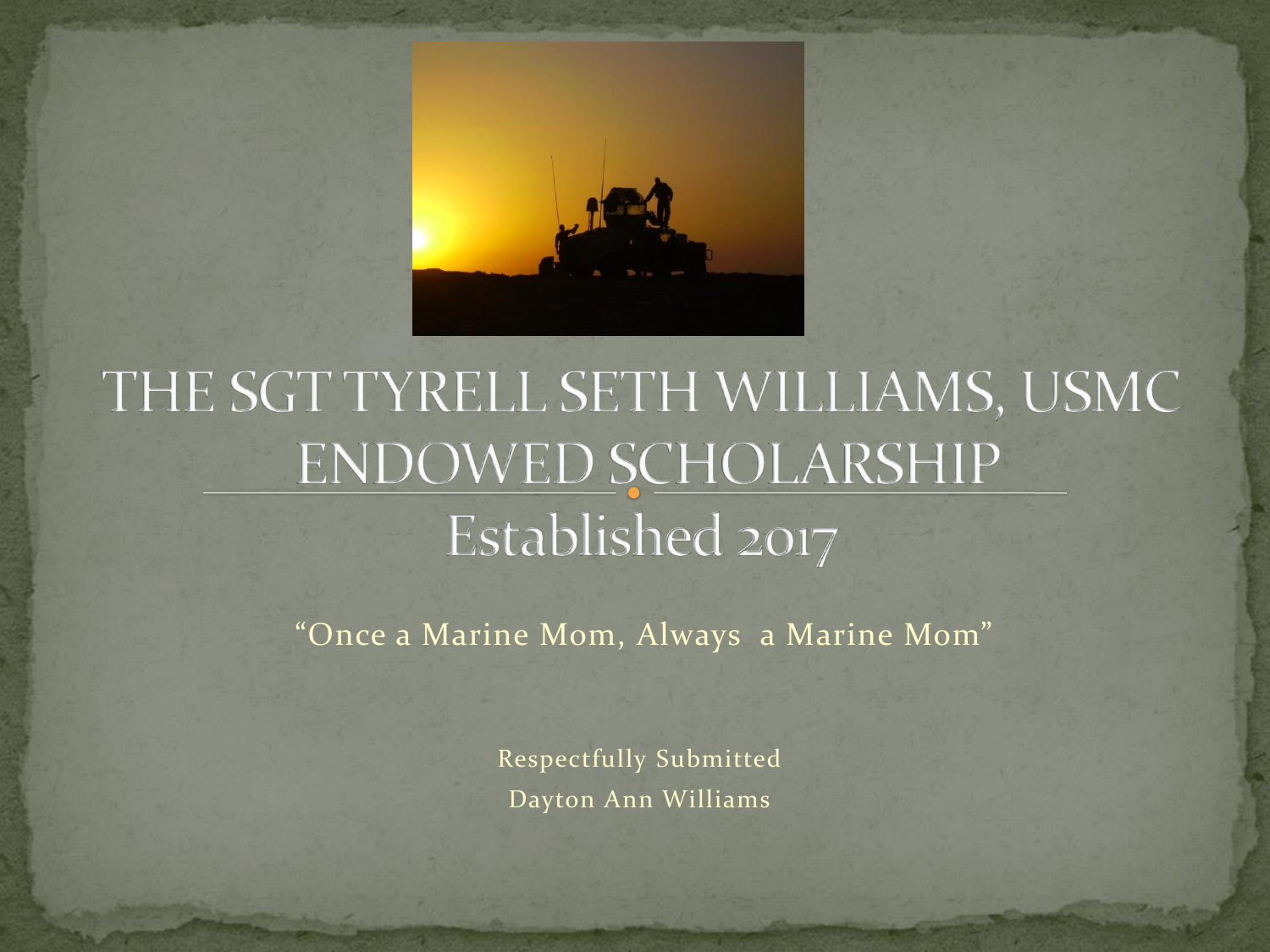# THE SGT TYRELL SETH WILLIAMS, USMC ENDOWED SCHOLARSHIP

## Established 2017

"Once a Marine Mom, Always a Marine Mom"

Respectfully Submitted

Dayton Ann Williams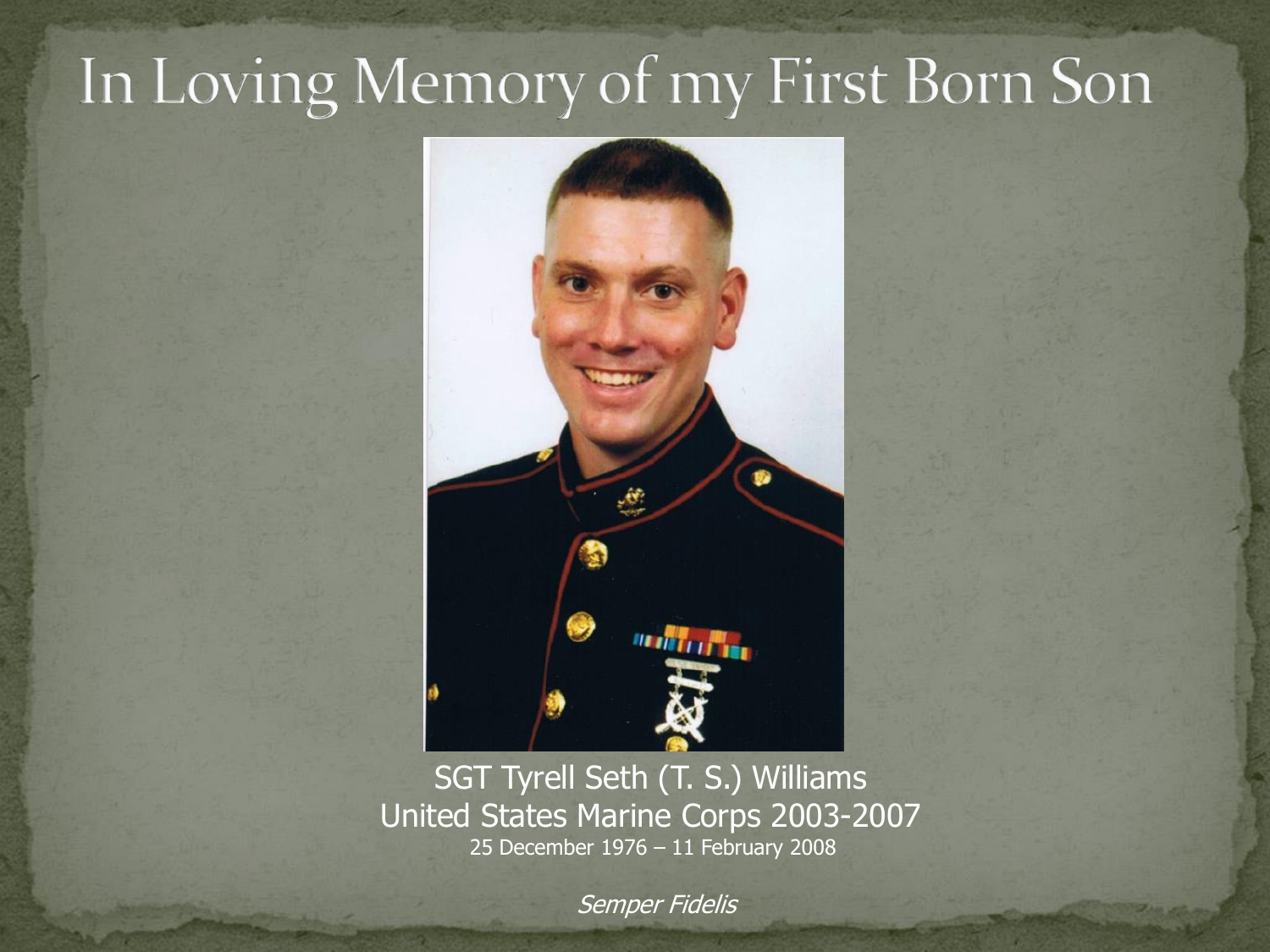# In Loving Memory of my First Born Son

SGT Tyrell Seth (T. S.) Williams
United States Marine Corps 2003-2007
25 December 1976 – 11 February 2008

*Semper Fidelis*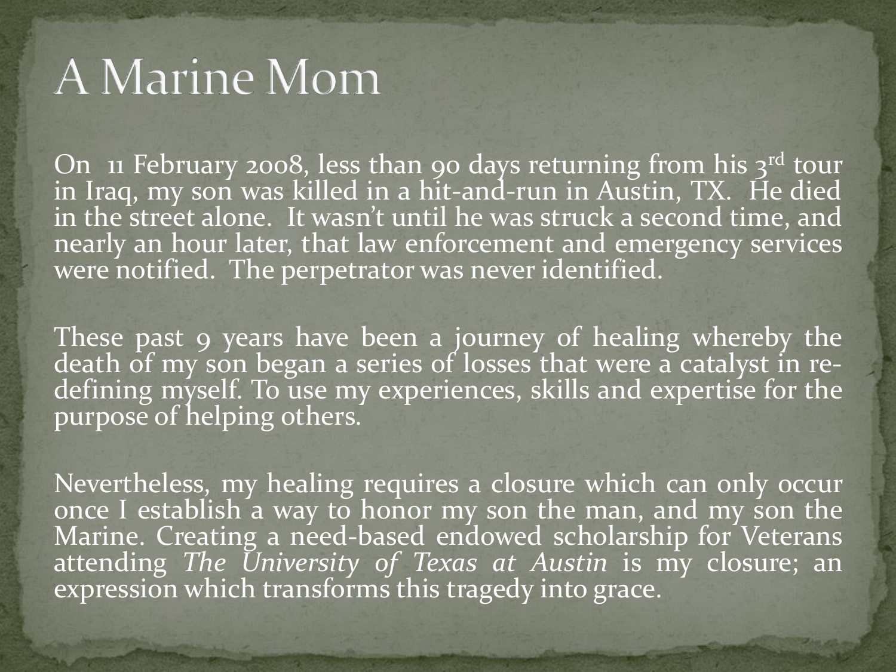# A Marine Mom

On 11 February 2008, less than 90 days returning from his 3rd tour in Iraq, my son was killed in a hit-and-run in Austin, TX. He died in the street alone. It wasn't until he was struck a second time, and nearly an hour later, that law enforcement and emergency services were notified. The perpetrator was never identified.

These past 9 years have been a journey of healing whereby the death of my son began a series of losses that were a catalyst in re-defining myself. To use my experiences, skills and expertise for the purpose of helping others.

Nevertheless, my healing requires a closure which can only occur once I establish a way to honor my son the man, and my son the Marine. Creating a need-based endowed scholarship for Veterans attending *The University of Texas at Austin* is my closure; an expression which transforms this tragedy into grace.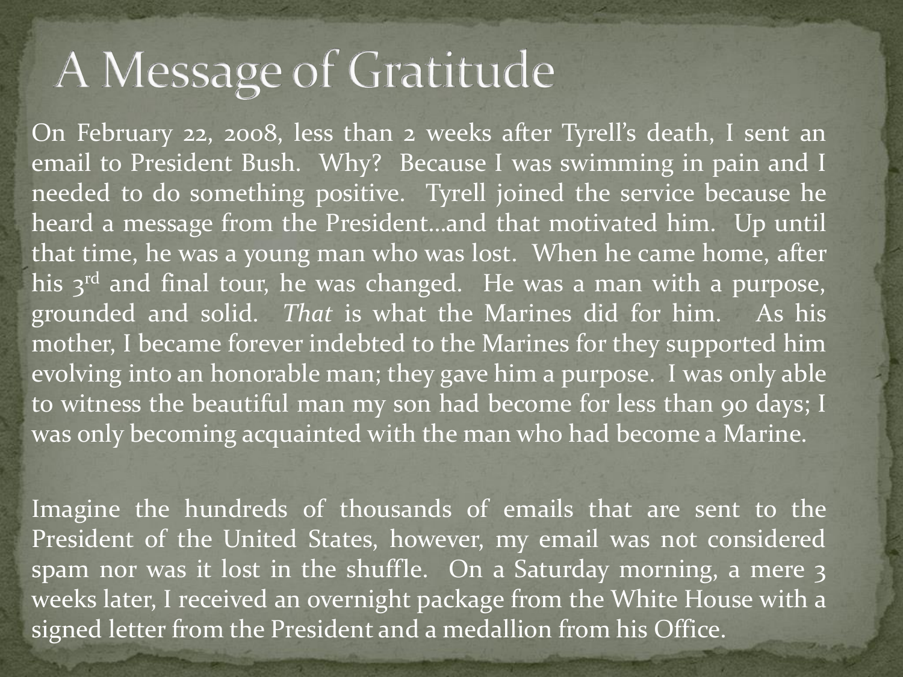# A Message of Gratitude

On February 22, 2008, less than 2 weeks after Tyrell's death, I sent an email to President Bush. Why? Because I was swimming in pain and I needed to do something positive. Tyrell joined the service because he heard a message from the President…and that motivated him. Up until that time, he was a young man who was lost. When he came home, after his 3rd and final tour, he was changed. He was a man with a purpose, grounded and solid. *That* is what the Marines did for him. As his mother, I became forever indebted to the Marines for they supported him evolving into an honorable man; they gave him a purpose. I was only able to witness the beautiful man my son had become for less than 90 days; I was only becoming acquainted with the man who had become a Marine.

Imagine the hundreds of thousands of emails that are sent to the President of the United States, however, my email was not considered spam nor was it lost in the shuffle. On a Saturday morning, a mere 3 weeks later, I received an overnight package from the White House with a signed letter from the President and a medallion from his Office.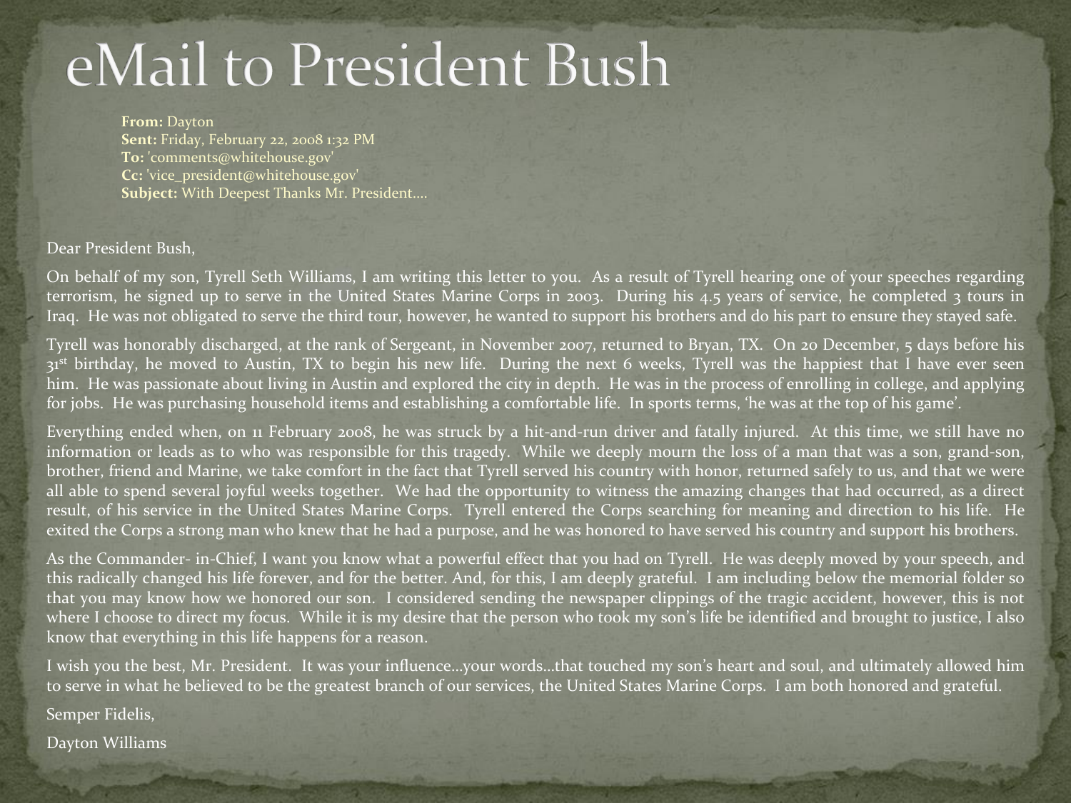# eMail to President Bush

**From:** Dayton
**Sent:** Friday, February 22, 2008 1:32 PM
**To:** 'comments@whitehouse.gov'
**Cc:** 'vice_president@whitehouse.gov'
**Subject:** With Deepest Thanks Mr. President....

Dear President Bush,

On behalf of my son, Tyrell Seth Williams, I am writing this letter to you. As a result of Tyrell hearing one of your speeches regarding terrorism, he signed up to serve in the United States Marine Corps in 2003. During his 4.5 years of service, he completed 3 tours in Iraq. He was not obligated to serve the third tour, however, he wanted to support his brothers and do his part to ensure they stayed safe.

Tyrell was honorably discharged, at the rank of Sergeant, in November 2007, returned to Bryan, TX. On 20 December, 5 days before his 31st birthday, he moved to Austin, TX to begin his new life. During the next 6 weeks, Tyrell was the happiest that I have ever seen him. He was passionate about living in Austin and explored the city in depth. He was in the process of enrolling in college, and applying for jobs. He was purchasing household items and establishing a comfortable life. In sports terms, 'he was at the top of his game'.

Everything ended when, on 11 February 2008, he was struck by a hit-and-run driver and fatally injured. At this time, we still have no information or leads as to who was responsible for this tragedy. While we deeply mourn the loss of a man that was a son, grand-son, brother, friend and Marine, we take comfort in the fact that Tyrell served his country with honor, returned safely to us, and that we were all able to spend several joyful weeks together. We had the opportunity to witness the amazing changes that had occurred, as a direct result, of his service in the United States Marine Corps. Tyrell entered the Corps searching for meaning and direction to his life. He exited the Corps a strong man who knew that he had a purpose, and he was honored to have served his country and support his brothers.

As the Commander- in-Chief, I want you know what a powerful effect that you had on Tyrell. He was deeply moved by your speech, and this radically changed his life forever, and for the better. And, for this, I am deeply grateful. I am including below the memorial folder so that you may know how we honored our son. I considered sending the newspaper clippings of the tragic accident, however, this is not where I choose to direct my focus. While it is my desire that the person who took my son's life be identified and brought to justice, I also know that everything in this life happens for a reason.

I wish you the best, Mr. President. It was your influence…your words…that touched my son's heart and soul, and ultimately allowed him to serve in what he believed to be the greatest branch of our services, the United States Marine Corps. I am both honored and grateful.

Semper Fidelis,

Dayton Williams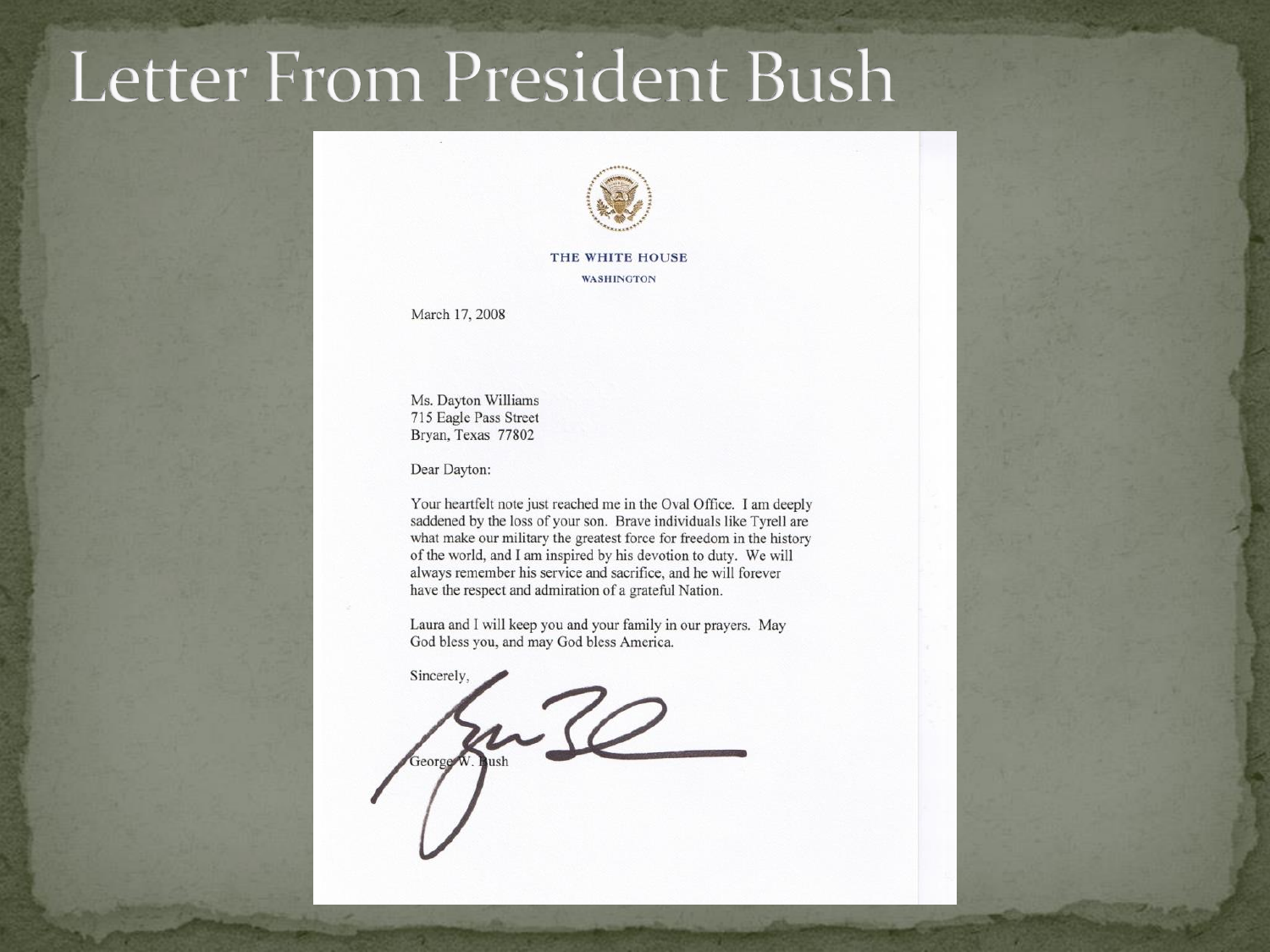# Letter From President Bush

THE WHITE HOUSE

WASHINGTON

March 17, 2008

Ms. Dayton Williams
715 Eagle Pass Street
Bryan, Texas 77802

Dear Dayton:

Your heartfelt note just reached me in the Oval Office. I am deeply saddened by the loss of your son. Brave individuals like Tyrell are what make our military the greatest force for freedom in the history of the world, and I am inspired by his devotion to duty. We will always remember his service and sacrifice, and he will forever have the respect and admiration of a grateful Nation.

Laura and I will keep you and your family in our prayers. May God bless you, and may God bless America.

Sincerely,

George W. Bush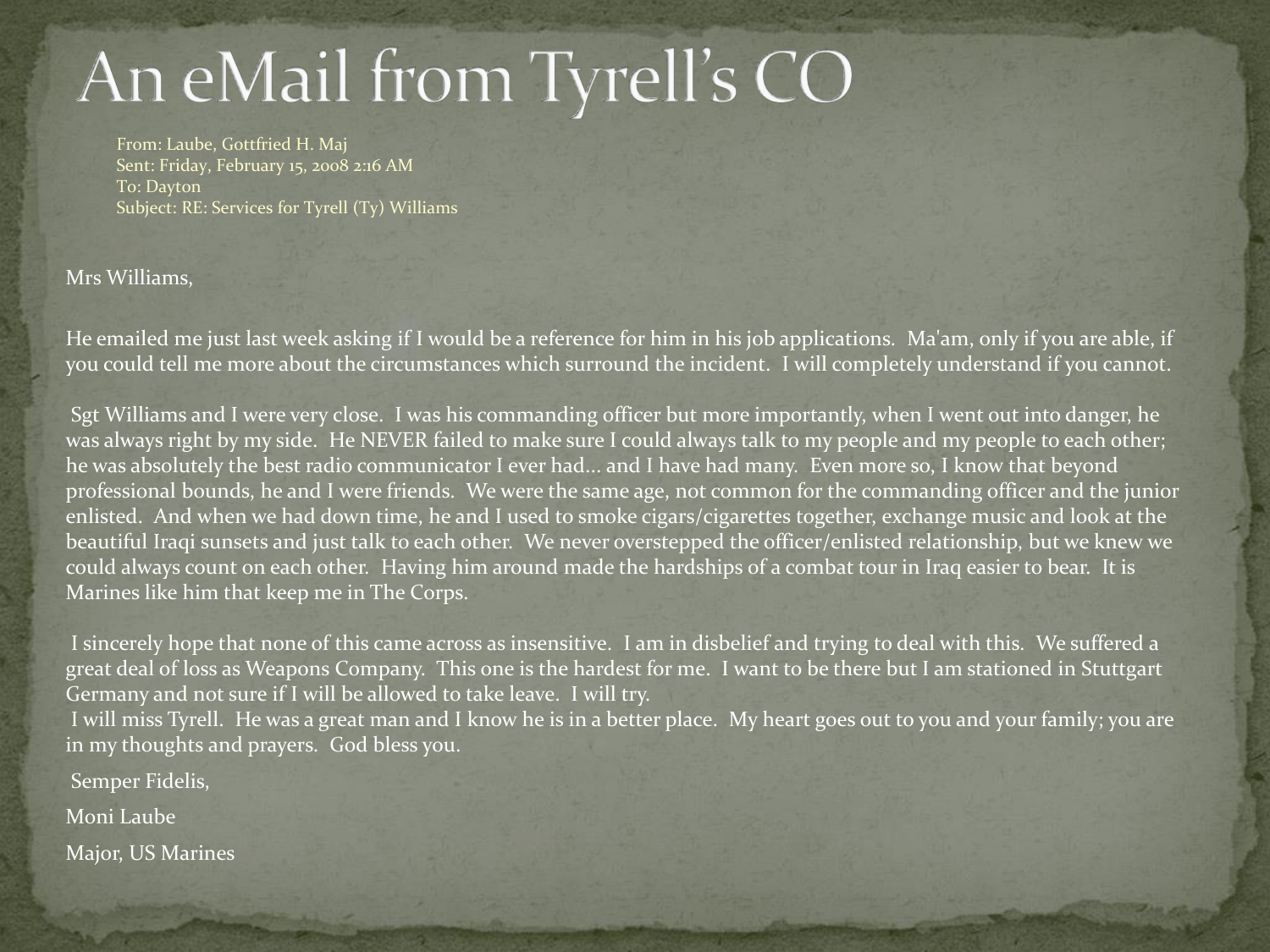# An eMail from Tyrell's CO

From: Laube, Gottfried H. Maj
Sent: Friday, February 15, 2008 2:16 AM
To: Dayton
Subject: RE: Services for Tyrell (Ty) Williams

Mrs Williams,

He emailed me just last week asking if I would be a reference for him in his job applications. Ma'am, only if you are able, if you could tell me more about the circumstances which surround the incident. I will completely understand if you cannot.

Sgt Williams and I were very close. I was his commanding officer but more importantly, when I went out into danger, he was always right by my side. He NEVER failed to make sure I could always talk to my people and my people to each other; he was absolutely the best radio communicator I ever had... and I have had many. Even more so, I know that beyond professional bounds, he and I were friends. We were the same age, not common for the commanding officer and the junior enlisted. And when we had down time, he and I used to smoke cigars/cigarettes together, exchange music and look at the beautiful Iraqi sunsets and just talk to each other. We never overstepped the officer/enlisted relationship, but we knew we could always count on each other. Having him around made the hardships of a combat tour in Iraq easier to bear. It is Marines like him that keep me in The Corps.

I sincerely hope that none of this came across as insensitive. I am in disbelief and trying to deal with this. We suffered a great deal of loss as Weapons Company. This one is the hardest for me. I want to be there but I am stationed in Stuttgart Germany and not sure if I will be allowed to take leave. I will try.

I will miss Tyrell. He was a great man and I know he is in a better place. My heart goes out to you and your family; you are in my thoughts and prayers. God bless you.

Semper Fidelis,

Moni Laube

Major, US Marines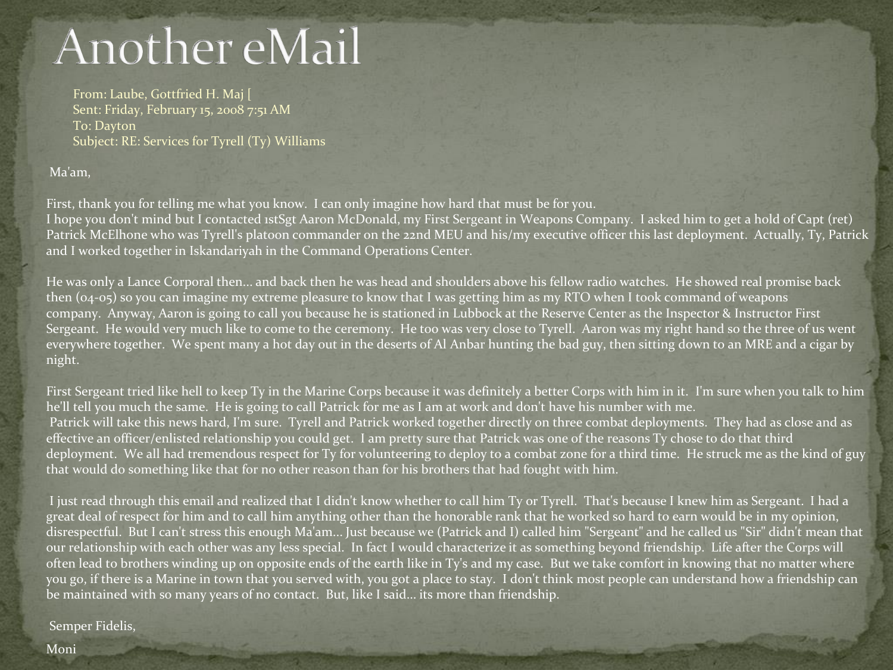# Another eMail

From: Laube, Gottfried H. Maj [
Sent: Friday, February 15, 2008 7:51 AM
To: Dayton
Subject: RE: Services for Tyrell (Ty) Williams

Ma'am,

First, thank you for telling me what you know. I can only imagine how hard that must be for you.
I hope you don't mind but I contacted 1stSgt Aaron McDonald, my First Sergeant in Weapons Company. I asked him to get a hold of Capt (ret) Patrick McElhone who was Tyrell's platoon commander on the 22nd MEU and his/my executive officer this last deployment. Actually, Ty, Patrick and I worked together in Iskandariyah in the Command Operations Center.

He was only a Lance Corporal then... and back then he was head and shoulders above his fellow radio watches. He showed real promise back then (04-05) so you can imagine my extreme pleasure to know that I was getting him as my RTO when I took command of weapons company. Anyway, Aaron is going to call you because he is stationed in Lubbock at the Reserve Center as the Inspector & Instructor First Sergeant. He would very much like to come to the ceremony. He too was very close to Tyrell. Aaron was my right hand so the three of us went everywhere together. We spent many a hot day out in the deserts of Al Anbar hunting the bad guy, then sitting down to an MRE and a cigar by night.

First Sergeant tried like hell to keep Ty in the Marine Corps because it was definitely a better Corps with him in it. I'm sure when you talk to him he'll tell you much the same. He is going to call Patrick for me as I am at work and don't have his number with me.
Patrick will take this news hard, I'm sure. Tyrell and Patrick worked together directly on three combat deployments. They had as close and as effective an officer/enlisted relationship you could get. I am pretty sure that Patrick was one of the reasons Ty chose to do that third deployment. We all had tremendous respect for Ty for volunteering to deploy to a combat zone for a third time. He struck me as the kind of guy that would do something like that for no other reason than for his brothers that had fought with him.

I just read through this email and realized that I didn't know whether to call him Ty or Tyrell. That's because I knew him as Sergeant. I had a great deal of respect for him and to call him anything other than the honorable rank that he worked so hard to earn would be in my opinion, disrespectful. But I can't stress this enough Ma'am... Just because we (Patrick and I) called him "Sergeant" and he called us "Sir" didn't mean that our relationship with each other was any less special. In fact I would characterize it as something beyond friendship. Life after the Corps will often lead to brothers winding up on opposite ends of the earth like in Ty's and my case. But we take comfort in knowing that no matter where you go, if there is a Marine in town that you served with, you got a place to stay. I don't think most people can understand how a friendship can be maintained with so many years of no contact. But, like I said... its more than friendship.

Semper Fidelis,

Moni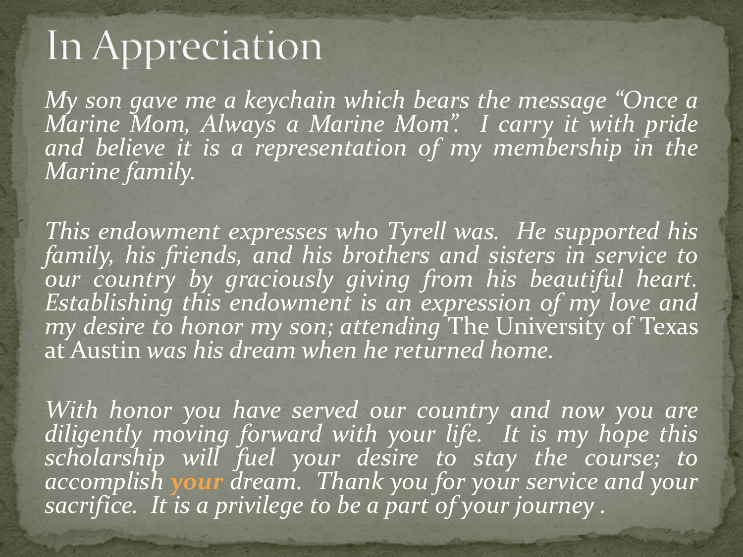# In Appreciation

*My son gave me a keychain which bears the message "Once a Marine Mom, Always a Marine Mom". I carry it with pride and believe it is a representation of my membership in the Marine family.*

*This endowment expresses who Tyrell was. He supported his family, his friends, and his brothers and sisters in service to our country by graciously giving from his beautiful heart. Establishing this endowment is an expression of my love and my desire to honor my son; attending* The University of Texas at Austin *was his dream when he returned home.*

*With honor you have served our country and now you are diligently moving forward with your life. It is my hope this scholarship will fuel your desire to stay the course; to accomplish* ***your*** *dream. Thank you for your service and your sacrifice. It is a privilege to be a part of your journey .*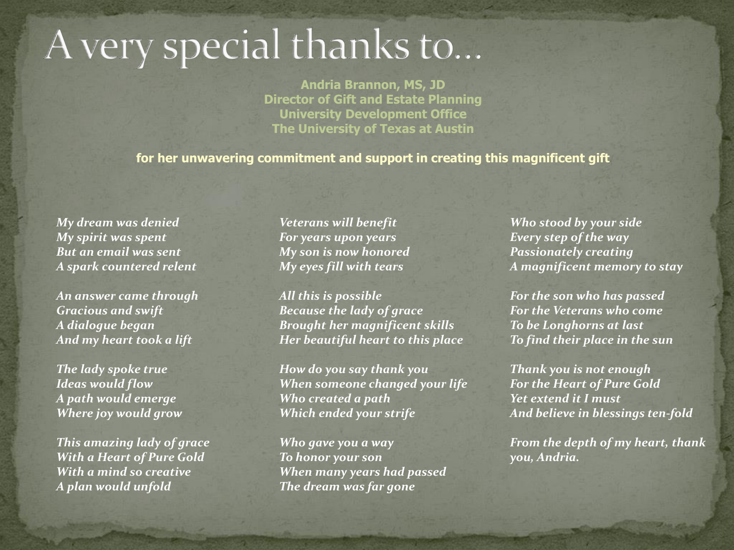# A very special thanks to…

**Andria Brannon, MS, JD**
**Director of Gift and Estate Planning**
**University Development Office**
**The University of Texas at Austin**

**for her unwavering commitment and support in creating this magnificent gift**

***My dream was denied***
***My spirit was spent***
***But an email was sent***
***A spark countered relent***

***An answer came through***
***Gracious and swift***
***A dialogue began***
***And my heart took a lift***

***The lady spoke true***
***Ideas would flow***
***A path would emerge***
***Where joy would grow***

***This amazing lady of grace***
***With a Heart of Pure Gold***
***With a mind so creative***
***A plan would unfold***

***Veterans will benefit***
***For years upon years***
***My son is now honored***
***My eyes fill with tears***

***All this is possible***
***Because the lady of grace***
***Brought her magnificent skills***
***Her beautiful heart to this place***

***How do you say thank you***
***When someone changed your life***
***Who created a path***
***Which ended your strife***

***Who gave you a way***
***To honor your son***
***When many years had passed***
***The dream was far gone***

***Who stood by your side***
***Every step of the way***
***Passionately creating***
***A magnificent memory to stay***

***For the son who has passed***
***For the Veterans who come***
***To be Longhorns at last***
***To find their place in the sun***

***Thank you is not enough***
***For the Heart of Pure Gold***
***Yet extend it I must***
***And believe in blessings ten-fold***

***From the depth of my heart, thank you, Andria.***